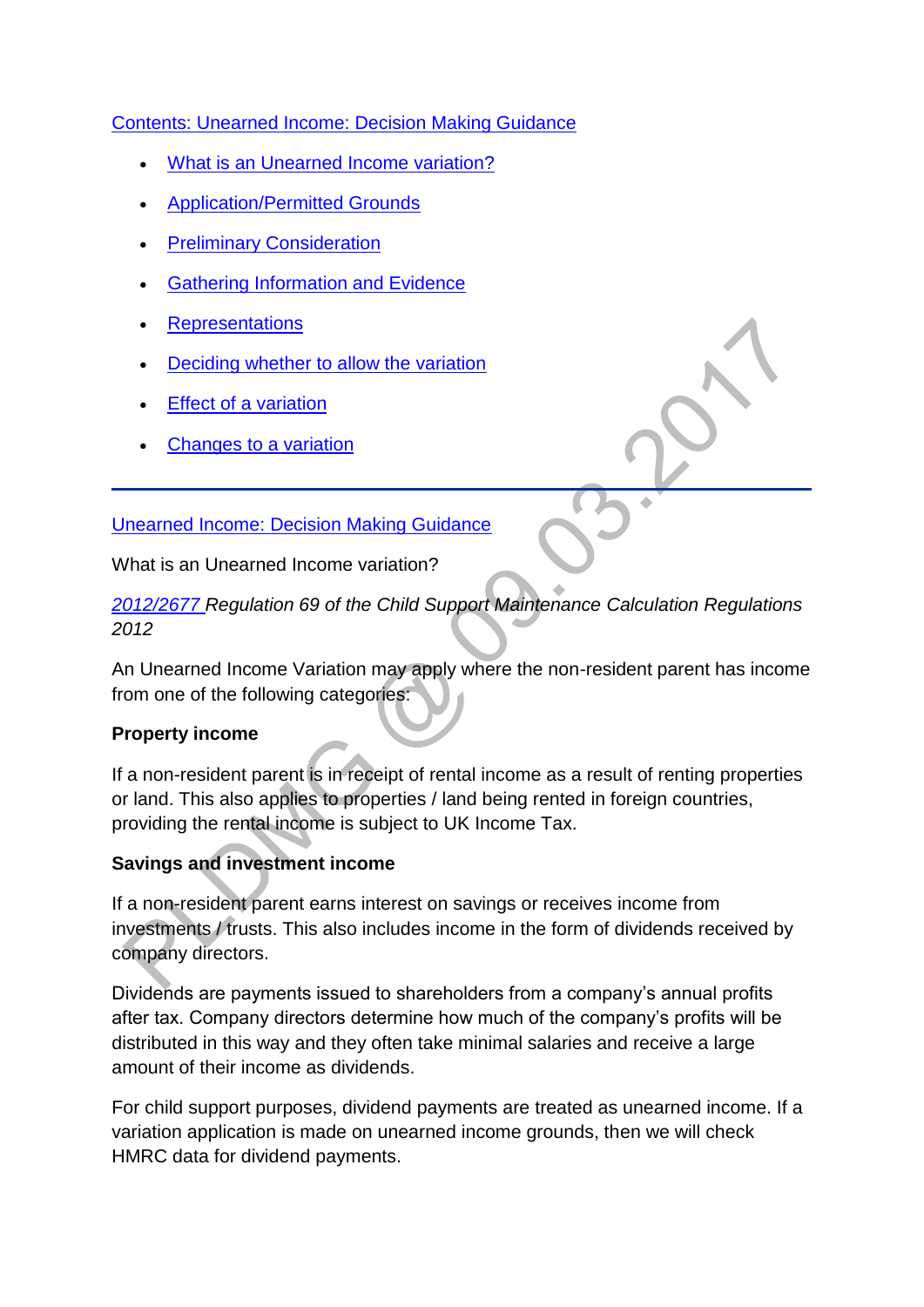[Contents: Unearned Income: Decision Making Guidance]

- [What is an Unearned Income variation?]
- [Application/Permitted Grounds]
- [Preliminary Consideration]
- [Gathering Information and Evidence]
- [Representations]
- [Deciding whether to allow the variation]
- [Effect of a variation]
- [Changes to a variation]

---

[Unearned Income: Decision Making Guidance]

What is an Unearned Income variation?

*2012/2677 Regulation 69 of the Child Support Maintenance Calculation Regulations 2012*

An Unearned Income Variation may apply where the non-resident parent has income from one of the following categories:

**Property income**

If a non-resident parent is in receipt of rental income as a result of renting properties or land. This also applies to properties / land being rented in foreign countries, providing the rental income is subject to UK Income Tax.

**Savings and investment income**

If a non-resident parent earns interest on savings or receives income from investments / trusts. This also includes income in the form of dividends received by company directors.

Dividends are payments issued to shareholders from a company's annual profits after tax. Company directors determine how much of the company's profits will be distributed in this way and they often take minimal salaries and receive a large amount of their income as dividends.

For child support purposes, dividend payments are treated as unearned income. If a variation application is made on unearned income grounds, then we will check HMRC data for dividend payments.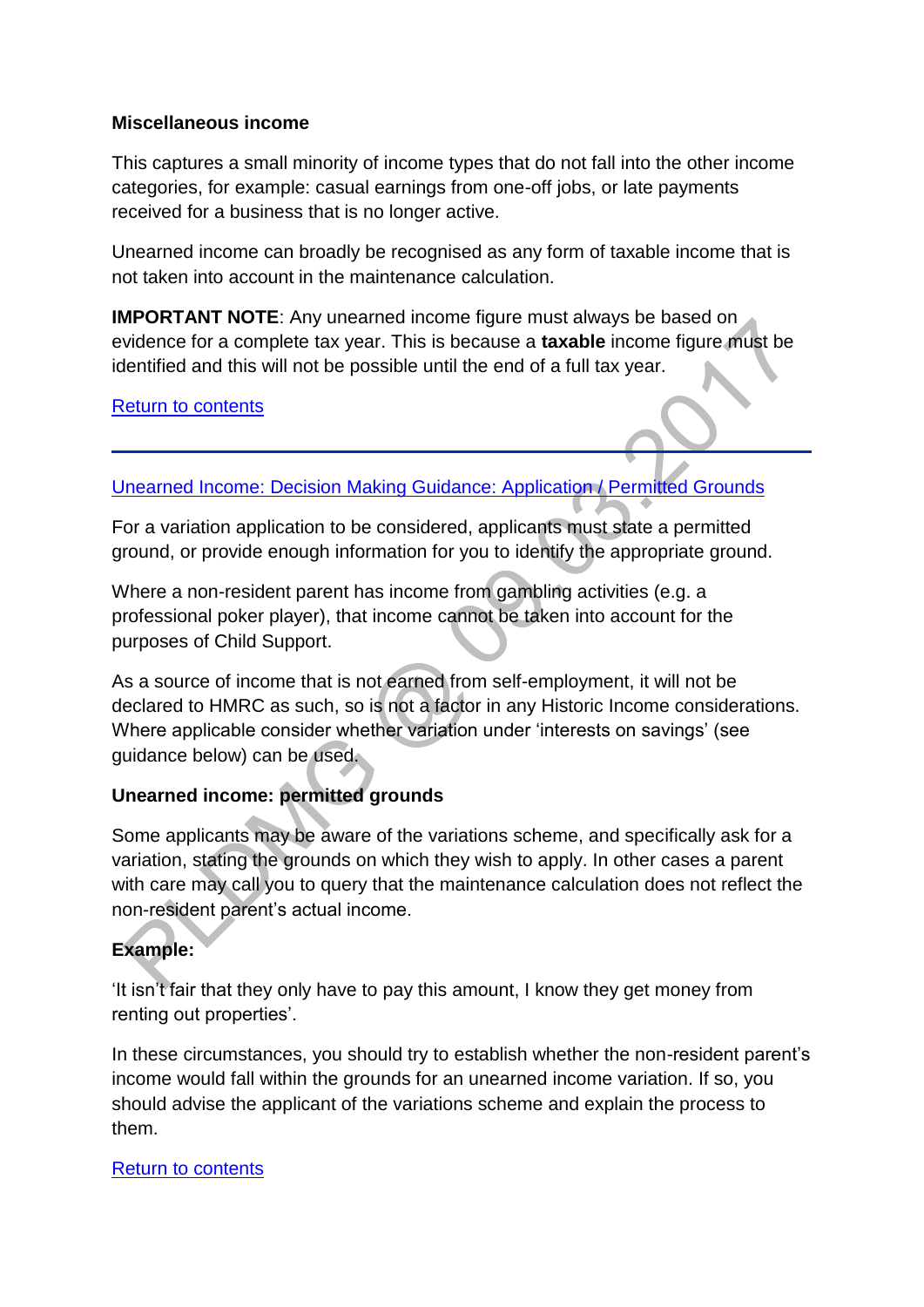**Miscellaneous income**

This captures a small minority of income types that do not fall into the other income categories, for example: casual earnings from one-off jobs, or late payments received for a business that is no longer active.

Unearned income can broadly be recognised as any form of taxable income that is not taken into account in the maintenance calculation.

**IMPORTANT NOTE**: Any unearned income figure must always be based on evidence for a complete tax year. This is because a **taxable** income figure must be identified and this will not be possible until the end of a full tax year.

Return to contents

---

Unearned Income: Decision Making Guidance: Application / Permitted Grounds

For a variation application to be considered, applicants must state a permitted ground, or provide enough information for you to identify the appropriate ground.

Where a non-resident parent has income from gambling activities (e.g. a professional poker player), that income cannot be taken into account for the purposes of Child Support.

As a source of income that is not earned from self-employment, it will not be declared to HMRC as such, so is not a factor in any Historic Income considerations. Where applicable consider whether variation under 'interests on savings' (see guidance below) can be used.

**Unearned income: permitted grounds**

Some applicants may be aware of the variations scheme, and specifically ask for a variation, stating the grounds on which they wish to apply. In other cases a parent with care may call you to query that the maintenance calculation does not reflect the non-resident parent's actual income.

**Example:**

'It isn't fair that they only have to pay this amount, I know they get money from renting out properties'.

In these circumstances, you should try to establish whether the non-resident parent's income would fall within the grounds for an unearned income variation. If so, you should advise the applicant of the variations scheme and explain the process to them.

Return to contents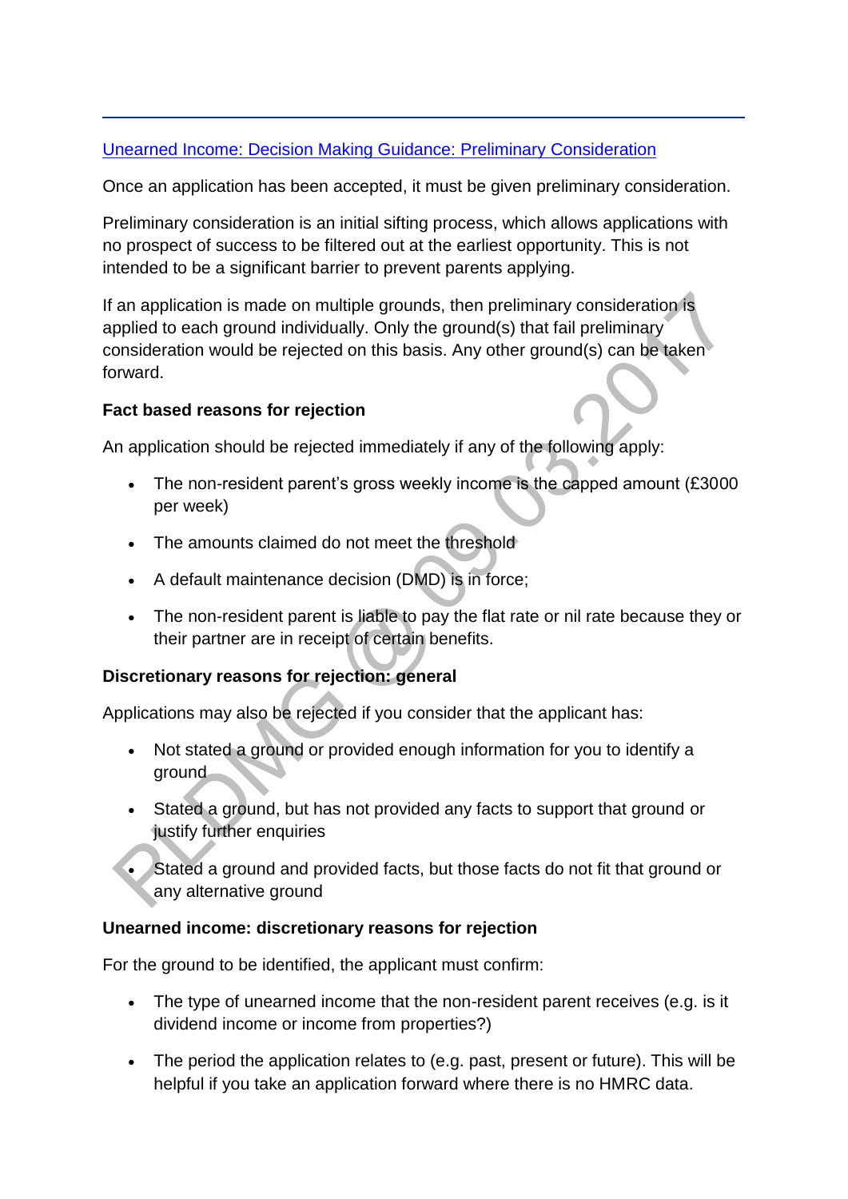[Unearned Income: Decision Making Guidance: Preliminary Consideration]()

Once an application has been accepted, it must be given preliminary consideration.

Preliminary consideration is an initial sifting process, which allows applications with no prospect of success to be filtered out at the earliest opportunity. This is not intended to be a significant barrier to prevent parents applying.

If an application is made on multiple grounds, then preliminary consideration is applied to each ground individually. Only the ground(s) that fail preliminary consideration would be rejected on this basis. Any other ground(s) can be taken forward.

**Fact based reasons for rejection**

An application should be rejected immediately if any of the following apply:

- The non-resident parent's gross weekly income is the capped amount (£3000 per week)
- The amounts claimed do not meet the threshold
- A default maintenance decision (DMD) is in force;
- The non-resident parent is liable to pay the flat rate or nil rate because they or their partner are in receipt of certain benefits.

**Discretionary reasons for rejection: general**

Applications may also be rejected if you consider that the applicant has:

- Not stated a ground or provided enough information for you to identify a ground
- Stated a ground, but has not provided any facts to support that ground or justify further enquiries
- Stated a ground and provided facts, but those facts do not fit that ground or any alternative ground

**Unearned income: discretionary reasons for rejection**

For the ground to be identified, the applicant must confirm:

- The type of unearned income that the non-resident parent receives (e.g. is it dividend income or income from properties?)
- The period the application relates to (e.g. past, present or future). This will be helpful if you take an application forward where there is no HMRC data.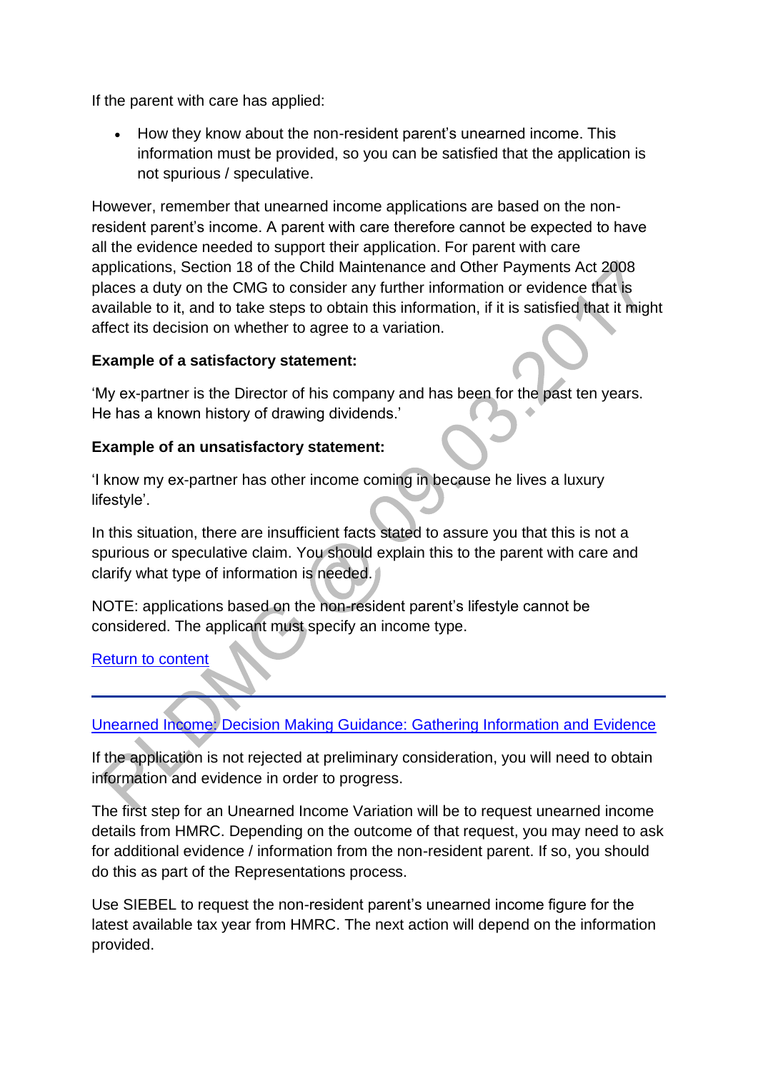If the parent with care has applied:

- How they know about the non-resident parent's unearned income. This information must be provided, so you can be satisfied that the application is not spurious / speculative.

However, remember that unearned income applications are based on the non-resident parent's income. A parent with care therefore cannot be expected to have all the evidence needed to support their application. For parent with care applications, Section 18 of the Child Maintenance and Other Payments Act 2008 places a duty on the CMG to consider any further information or evidence that is available to it, and to take steps to obtain this information, if it is satisfied that it might affect its decision on whether to agree to a variation.

**Example of a satisfactory statement:**

'My ex-partner is the Director of his company and has been for the past ten years. He has a known history of drawing dividends.'

**Example of an unsatisfactory statement:**

'I know my ex-partner has other income coming in because he lives a luxury lifestyle'.

In this situation, there are insufficient facts stated to assure you that this is not a spurious or speculative claim. You should explain this to the parent with care and clarify what type of information is needed.

NOTE: applications based on the non-resident parent's lifestyle cannot be considered. The applicant must specify an income type.

[Return to content]

---

[Unearned Income: Decision Making Guidance: Gathering Information and Evidence]

If the application is not rejected at preliminary consideration, you will need to obtain information and evidence in order to progress.

The first step for an Unearned Income Variation will be to request unearned income details from HMRC. Depending on the outcome of that request, you may need to ask for additional evidence / information from the non-resident parent. If so, you should do this as part of the Representations process.

Use SIEBEL to request the non-resident parent's unearned income figure for the latest available tax year from HMRC. The next action will depend on the information provided.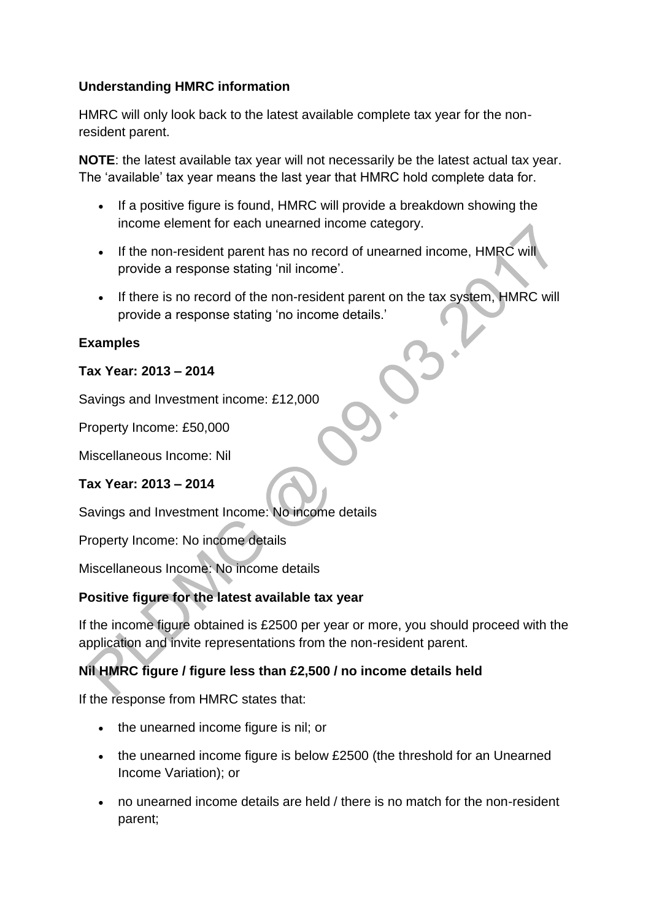### Understanding HMRC information

HMRC will only look back to the latest available complete tax year for the non-resident parent.

**NOTE**: the latest available tax year will not necessarily be the latest actual tax year. The 'available' tax year means the last year that HMRC hold complete data for.

- If a positive figure is found, HMRC will provide a breakdown showing the income element for each unearned income category.
- If the non-resident parent has no record of unearned income, HMRC will provide a response stating 'nil income'.
- If there is no record of the non-resident parent on the tax system, HMRC will provide a response stating 'no income details.'

### Examples

**Tax Year: 2013 – 2014**

Savings and Investment income: £12,000

Property Income: £50,000

Miscellaneous Income: Nil

**Tax Year: 2013 – 2014**

Savings and Investment Income: No income details

Property Income: No income details

Miscellaneous Income: No income details

### Positive figure for the latest available tax year

If the income figure obtained is £2500 per year or more, you should proceed with the application and invite representations from the non-resident parent.

### Nil HMRC figure / figure less than £2,500 / no income details held

If the response from HMRC states that:

- the unearned income figure is nil; or
- the unearned income figure is below £2500 (the threshold for an Unearned Income Variation); or
- no unearned income details are held / there is no match for the non-resident parent;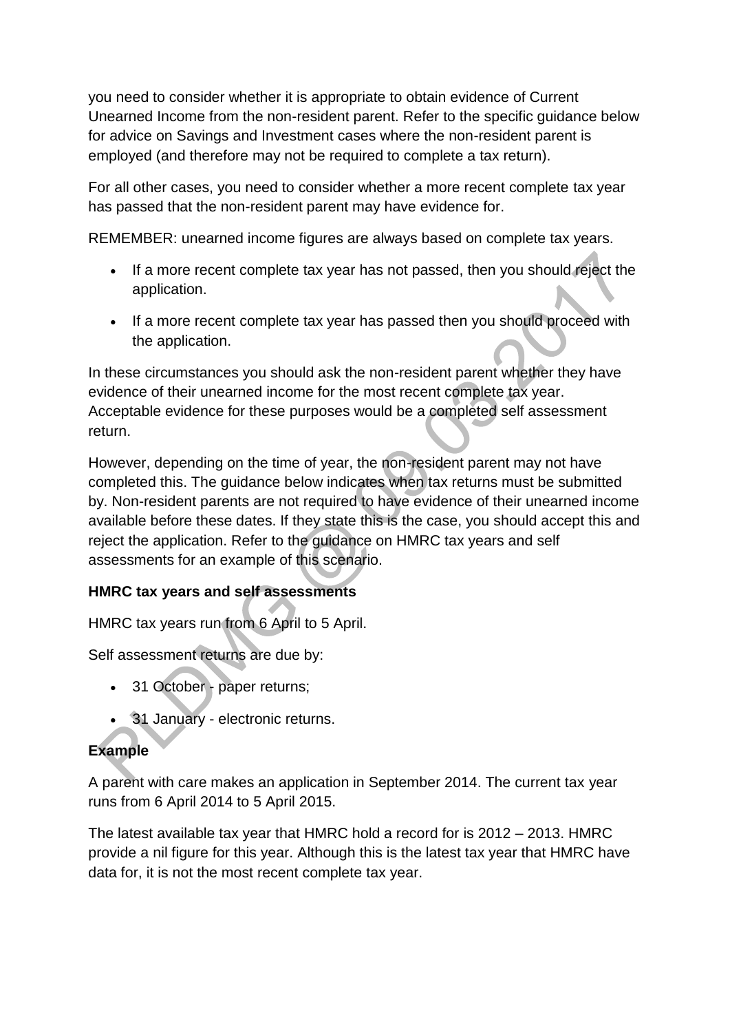you need to consider whether it is appropriate to obtain evidence of Current Unearned Income from the non-resident parent. Refer to the specific guidance below for advice on Savings and Investment cases where the non-resident parent is employed (and therefore may not be required to complete a tax return).

For all other cases, you need to consider whether a more recent complete tax year has passed that the non-resident parent may have evidence for.

REMEMBER: unearned income figures are always based on complete tax years.

- If a more recent complete tax year has not passed, then you should reject the application.
- If a more recent complete tax year has passed then you should proceed with the application.

In these circumstances you should ask the non-resident parent whether they have evidence of their unearned income for the most recent complete tax year. Acceptable evidence for these purposes would be a completed self assessment return.

However, depending on the time of year, the non-resident parent may not have completed this. The guidance below indicates when tax returns must be submitted by. Non-resident parents are not required to have evidence of their unearned income available before these dates. If they state this is the case, you should accept this and reject the application. Refer to the guidance on HMRC tax years and self assessments for an example of this scenario.

**HMRC tax years and self assessments**

HMRC tax years run from 6 April to 5 April.

Self assessment returns are due by:

- 31 October - paper returns;
- 31 January - electronic returns.

**Example**

A parent with care makes an application in September 2014. The current tax year runs from 6 April 2014 to 5 April 2015.

The latest available tax year that HMRC hold a record for is 2012 – 2013. HMRC provide a nil figure for this year. Although this is the latest tax year that HMRC have data for, it is not the most recent complete tax year.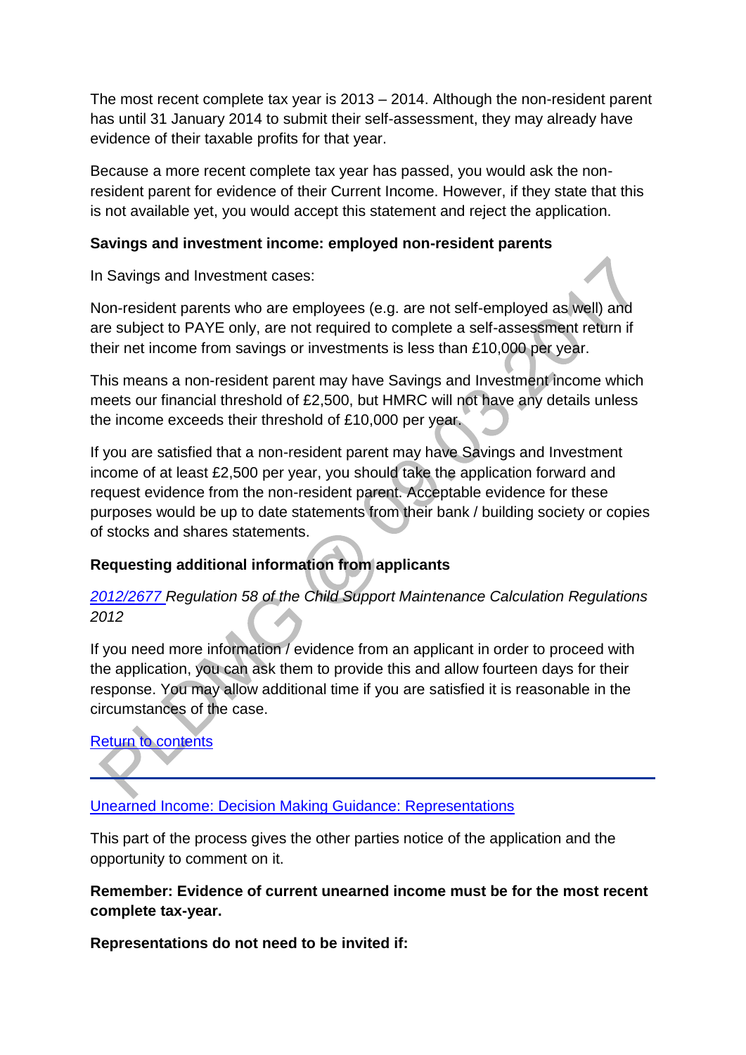The most recent complete tax year is 2013 – 2014. Although the non-resident parent has until 31 January 2014 to submit their self-assessment, they may already have evidence of their taxable profits for that year.

Because a more recent complete tax year has passed, you would ask the non-resident parent for evidence of their Current Income. However, if they state that this is not available yet, you would accept this statement and reject the application.

**Savings and investment income: employed non-resident parents**

In Savings and Investment cases:

Non-resident parents who are employees (e.g. are not self-employed as well) and are subject to PAYE only, are not required to complete a self-assessment return if their net income from savings or investments is less than £10,000 per year.

This means a non-resident parent may have Savings and Investment income which meets our financial threshold of £2,500, but HMRC will not have any details unless the income exceeds their threshold of £10,000 per year.

If you are satisfied that a non-resident parent may have Savings and Investment income of at least £2,500 per year, you should take the application forward and request evidence from the non-resident parent. Acceptable evidence for these purposes would be up to date statements from their bank / building society or copies of stocks and shares statements.

**Requesting additional information from applicants**

*2012/2677 Regulation 58 of the Child Support Maintenance Calculation Regulations 2012*

If you need more information / evidence from an applicant in order to proceed with the application, you can ask them to provide this and allow fourteen days for their response. You may allow additional time if you are satisfied it is reasonable in the circumstances of the case.

Return to contents

---

Unearned Income: Decision Making Guidance: Representations

This part of the process gives the other parties notice of the application and the opportunity to comment on it.

**Remember: Evidence of current unearned income must be for the most recent complete tax-year.**

**Representations do not need to be invited if:**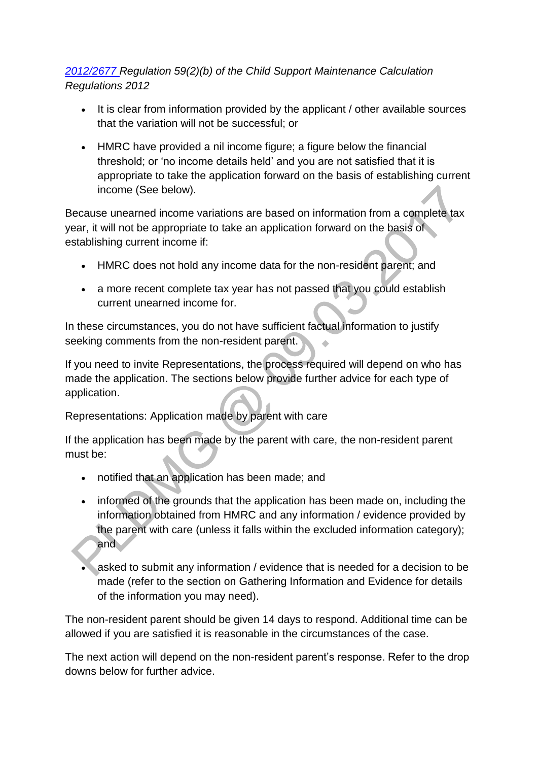*[2012/2677](#) Regulation 59(2)(b) of the Child Support Maintenance Calculation Regulations 2012*

- It is clear from information provided by the applicant / other available sources that the variation will not be successful; or
- HMRC have provided a nil income figure; a figure below the financial threshold; or 'no income details held' and you are not satisfied that it is appropriate to take the application forward on the basis of establishing current income (See below).

Because unearned income variations are based on information from a complete tax year, it will not be appropriate to take an application forward on the basis of establishing current income if:

- HMRC does not hold any income data for the non-resident parent; and
- a more recent complete tax year has not passed that you could establish current unearned income for.

In these circumstances, you do not have sufficient factual information to justify seeking comments from the non-resident parent.

If you need to invite Representations, the process required will depend on who has made the application. The sections below provide further advice for each type of application.

Representations: Application made by parent with care

If the application has been made by the parent with care, the non-resident parent must be:

- notified that an application has been made; and
- informed of the grounds that the application has been made on, including the information obtained from HMRC and any information / evidence provided by the parent with care (unless it falls within the excluded information category); and
- asked to submit any information / evidence that is needed for a decision to be made (refer to the section on Gathering Information and Evidence for details of the information you may need).

The non-resident parent should be given 14 days to respond. Additional time can be allowed if you are satisfied it is reasonable in the circumstances of the case.

The next action will depend on the non-resident parent's response. Refer to the drop downs below for further advice.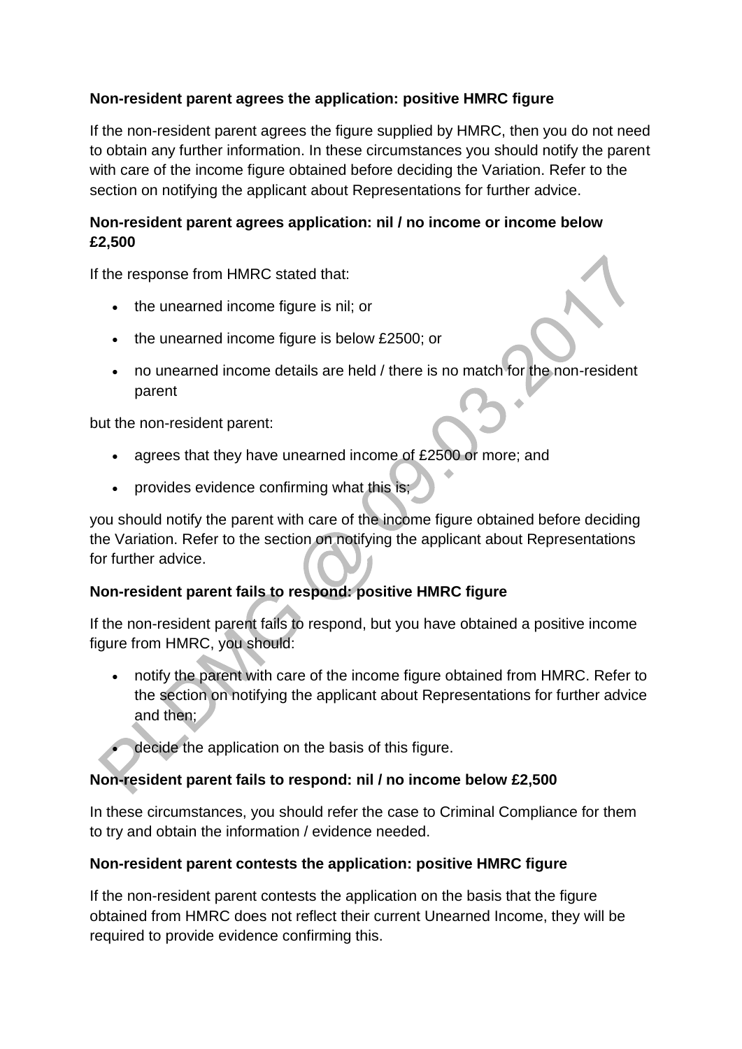**Non-resident parent agrees the application: positive HMRC figure**

If the non-resident parent agrees the figure supplied by HMRC, then you do not need to obtain any further information. In these circumstances you should notify the parent with care of the income figure obtained before deciding the Variation. Refer to the section on notifying the applicant about Representations for further advice.

**Non-resident parent agrees application: nil / no income or income below £2,500**

If the response from HMRC stated that:

- the unearned income figure is nil; or
- the unearned income figure is below £2500; or
- no unearned income details are held / there is no match for the non-resident parent

but the non-resident parent:

- agrees that they have unearned income of £2500 or more; and
- provides evidence confirming what this is;

you should notify the parent with care of the income figure obtained before deciding the Variation. Refer to the section on notifying the applicant about Representations for further advice.

**Non-resident parent fails to respond: positive HMRC figure**

If the non-resident parent fails to respond, but you have obtained a positive income figure from HMRC, you should:

- notify the parent with care of the income figure obtained from HMRC. Refer to the section on notifying the applicant about Representations for further advice and then;
- decide the application on the basis of this figure.

**Non-resident parent fails to respond: nil / no income below £2,500**

In these circumstances, you should refer the case to Criminal Compliance for them to try and obtain the information / evidence needed.

**Non-resident parent contests the application: positive HMRC figure**

If the non-resident parent contests the application on the basis that the figure obtained from HMRC does not reflect their current Unearned Income, they will be required to provide evidence confirming this.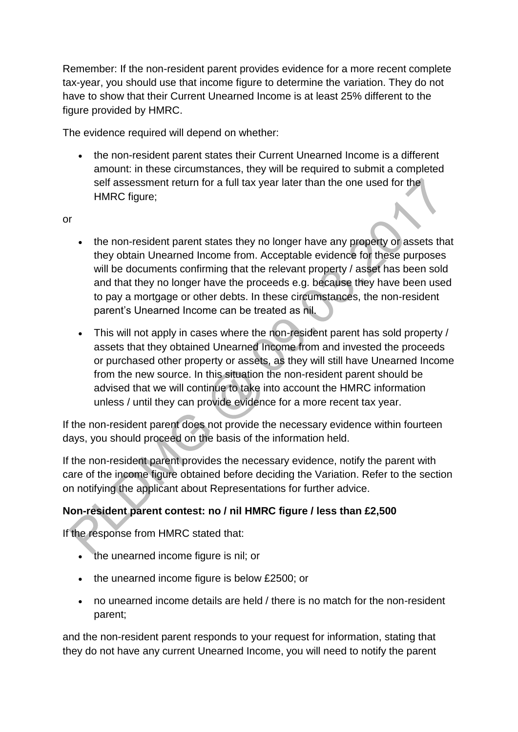Remember: If the non-resident parent provides evidence for a more recent complete tax-year, you should use that income figure to determine the variation. They do not have to show that their Current Unearned Income is at least 25% different to the figure provided by HMRC.

The evidence required will depend on whether:

- the non-resident parent states their Current Unearned Income is a different amount: in these circumstances, they will be required to submit a completed self assessment return for a full tax year later than the one used for the HMRC figure;

or

- the non-resident parent states they no longer have any property or assets that they obtain Unearned Income from. Acceptable evidence for these purposes will be documents confirming that the relevant property / asset has been sold and that they no longer have the proceeds e.g. because they have been used to pay a mortgage or other debts. In these circumstances, the non-resident parent's Unearned Income can be treated as nil.
- This will not apply in cases where the non-resident parent has sold property / assets that they obtained Unearned Income from and invested the proceeds or purchased other property or assets, as they will still have Unearned Income from the new source. In this situation the non-resident parent should be advised that we will continue to take into account the HMRC information unless / until they can provide evidence for a more recent tax year.

If the non-resident parent does not provide the necessary evidence within fourteen days, you should proceed on the basis of the information held.

If the non-resident parent provides the necessary evidence, notify the parent with care of the income figure obtained before deciding the Variation. Refer to the section on notifying the applicant about Representations for further advice.

**Non-resident parent contest: no / nil HMRC figure / less than £2,500**

If the response from HMRC stated that:

- the unearned income figure is nil; or
- the unearned income figure is below £2500; or
- no unearned income details are held / there is no match for the non-resident parent;

and the non-resident parent responds to your request for information, stating that they do not have any current Unearned Income, you will need to notify the parent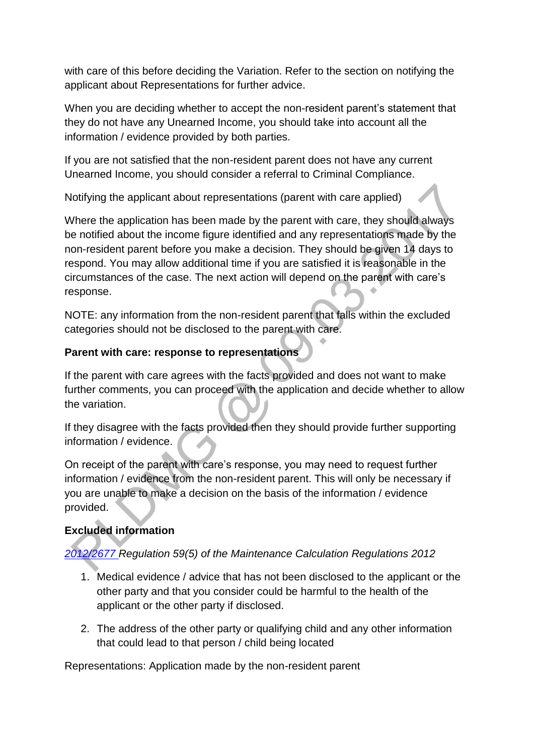with care of this before deciding the Variation. Refer to the section on notifying the applicant about Representations for further advice.

When you are deciding whether to accept the non-resident parent's statement that they do not have any Unearned Income, you should take into account all the information / evidence provided by both parties.

If you are not satisfied that the non-resident parent does not have any current Unearned Income, you should consider a referral to Criminal Compliance.

Notifying the applicant about representations (parent with care applied)

Where the application has been made by the parent with care, they should always be notified about the income figure identified and any representations made by the non-resident parent before you make a decision. They should be given 14 days to respond. You may allow additional time if you are satisfied it is reasonable in the circumstances of the case. The next action will depend on the parent with care's response.

NOTE: any information from the non-resident parent that falls within the excluded categories should not be disclosed to the parent with care.

**Parent with care: response to representations**

If the parent with care agrees with the facts provided and does not want to make further comments, you can proceed with the application and decide whether to allow the variation.

If they disagree with the facts provided then they should provide further supporting information / evidence.

On receipt of the parent with care's response, you may need to request further information / evidence from the non-resident parent. This will only be necessary if you are unable to make a decision on the basis of the information / evidence provided.

**Excluded information**

*2012/2677 Regulation 59(5) of the Maintenance Calculation Regulations 2012*

1. Medical evidence / advice that has not been disclosed to the applicant or the other party and that you consider could be harmful to the health of the applicant or the other party if disclosed.

2. The address of the other party or qualifying child and any other information that could lead to that person / child being located

Representations: Application made by the non-resident parent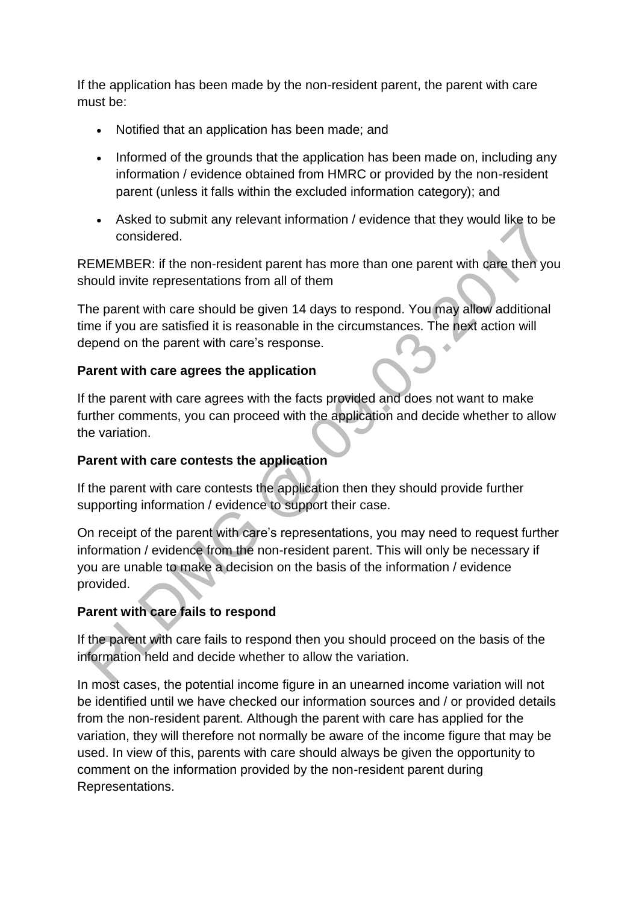If the application has been made by the non-resident parent, the parent with care must be:

- Notified that an application has been made; and
- Informed of the grounds that the application has been made on, including any information / evidence obtained from HMRC or provided by the non-resident parent (unless it falls within the excluded information category); and
- Asked to submit any relevant information / evidence that they would like to be considered.

REMEMBER: if the non-resident parent has more than one parent with care then you should invite representations from all of them

The parent with care should be given 14 days to respond. You may allow additional time if you are satisfied it is reasonable in the circumstances. The next action will depend on the parent with care's response.

**Parent with care agrees the application**

If the parent with care agrees with the facts provided and does not want to make further comments, you can proceed with the application and decide whether to allow the variation.

**Parent with care contests the application**

If the parent with care contests the application then they should provide further supporting information / evidence to support their case.

On receipt of the parent with care's representations, you may need to request further information / evidence from the non-resident parent. This will only be necessary if you are unable to make a decision on the basis of the information / evidence provided.

**Parent with care fails to respond**

If the parent with care fails to respond then you should proceed on the basis of the information held and decide whether to allow the variation.

In most cases, the potential income figure in an unearned income variation will not be identified until we have checked our information sources and / or provided details from the non-resident parent. Although the parent with care has applied for the variation, they will therefore not normally be aware of the income figure that may be used. In view of this, parents with care should always be given the opportunity to comment on the information provided by the non-resident parent during Representations.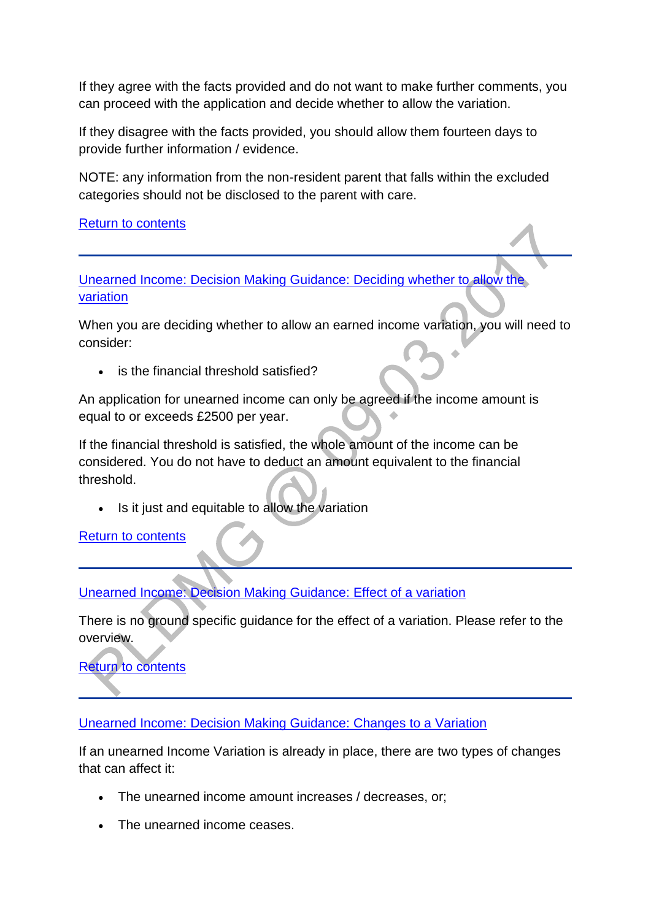If they agree with the facts provided and do not want to make further comments, you can proceed with the application and decide whether to allow the variation.

If they disagree with the facts provided, you should allow them fourteen days to provide further information / evidence.

NOTE: any information from the non-resident parent that falls within the excluded categories should not be disclosed to the parent with care.

Return to contents

---

## Unearned Income: Decision Making Guidance: Deciding whether to allow the variation

When you are deciding whether to allow an earned income variation, you will need to consider:

- is the financial threshold satisfied?

An application for unearned income can only be agreed if the income amount is equal to or exceeds £2500 per year.

If the financial threshold is satisfied, the whole amount of the income can be considered. You do not have to deduct an amount equivalent to the financial threshold.

- Is it just and equitable to allow the variation

Return to contents

---

## Unearned Income: Decision Making Guidance: Effect of a variation

There is no ground specific guidance for the effect of a variation. Please refer to the overview.

Return to contents

---

## Unearned Income: Decision Making Guidance: Changes to a Variation

If an unearned Income Variation is already in place, there are two types of changes that can affect it:

- The unearned income amount increases / decreases, or;
- The unearned income ceases.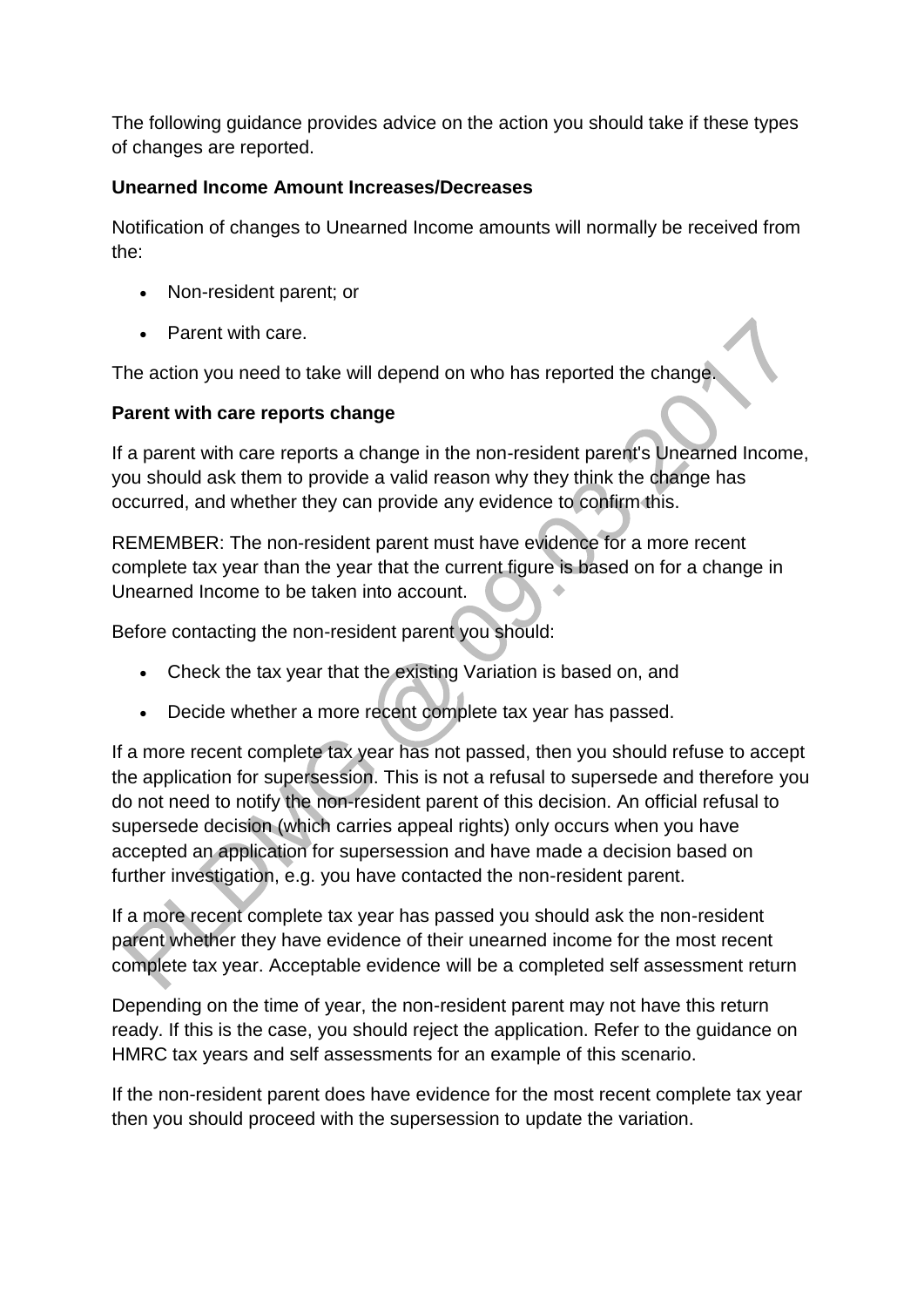The following guidance provides advice on the action you should take if these types of changes are reported.

**Unearned Income Amount Increases/Decreases**

Notification of changes to Unearned Income amounts will normally be received from the:

- Non-resident parent; or
- Parent with care.

The action you need to take will depend on who has reported the change.

**Parent with care reports change**

If a parent with care reports a change in the non-resident parent's Unearned Income, you should ask them to provide a valid reason why they think the change has occurred, and whether they can provide any evidence to confirm this.

REMEMBER: The non-resident parent must have evidence for a more recent complete tax year than the year that the current figure is based on for a change in Unearned Income to be taken into account.

Before contacting the non-resident parent you should:

- Check the tax year that the existing Variation is based on, and
- Decide whether a more recent complete tax year has passed.

If a more recent complete tax year has not passed, then you should refuse to accept the application for supersession. This is not a refusal to supersede and therefore you do not need to notify the non-resident parent of this decision. An official refusal to supersede decision (which carries appeal rights) only occurs when you have accepted an application for supersession and have made a decision based on further investigation, e.g. you have contacted the non-resident parent.

If a more recent complete tax year has passed you should ask the non-resident parent whether they have evidence of their unearned income for the most recent complete tax year. Acceptable evidence will be a completed self assessment return

Depending on the time of year, the non-resident parent may not have this return ready. If this is the case, you should reject the application. Refer to the guidance on HMRC tax years and self assessments for an example of this scenario.

If the non-resident parent does have evidence for the most recent complete tax year then you should proceed with the supersession to update the variation.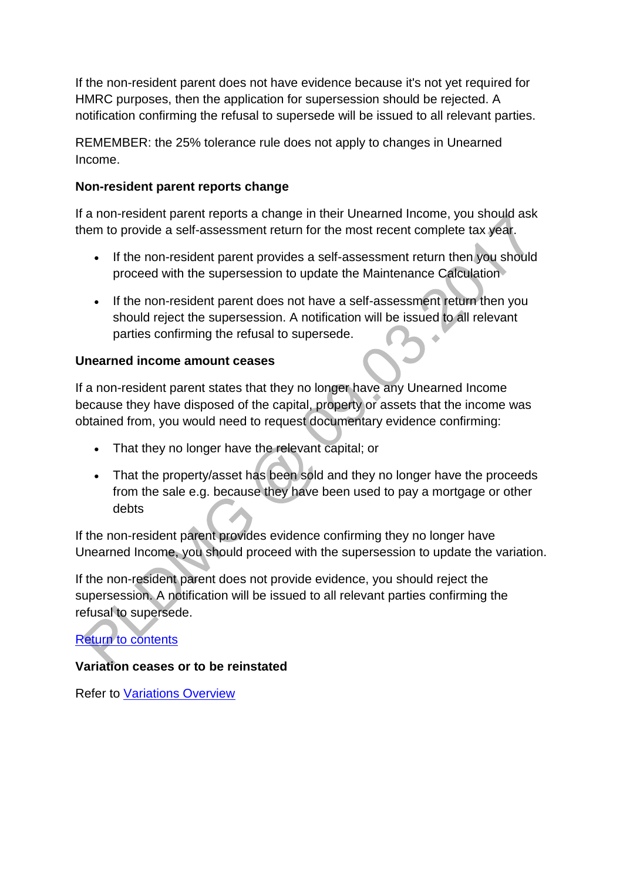If the non-resident parent does not have evidence because it's not yet required for HMRC purposes, then the application for supersession should be rejected. A notification confirming the refusal to supersede will be issued to all relevant parties.

REMEMBER: the 25% tolerance rule does not apply to changes in Unearned Income.

**Non-resident parent reports change**

If a non-resident parent reports a change in their Unearned Income, you should ask them to provide a self-assessment return for the most recent complete tax year.

- If the non-resident parent provides a self-assessment return then you should proceed with the supersession to update the Maintenance Calculation
- If the non-resident parent does not have a self-assessment return then you should reject the supersession. A notification will be issued to all relevant parties confirming the refusal to supersede.

**Unearned income amount ceases**

If a non-resident parent states that they no longer have any Unearned Income because they have disposed of the capital, property or assets that the income was obtained from, you would need to request documentary evidence confirming:

- That they no longer have the relevant capital; or
- That the property/asset has been sold and they no longer have the proceeds from the sale e.g. because they have been used to pay a mortgage or other debts

If the non-resident parent provides evidence confirming they no longer have Unearned Income, you should proceed with the supersession to update the variation.

If the non-resident parent does not provide evidence, you should reject the supersession. A notification will be issued to all relevant parties confirming the refusal to supersede.

[Return to contents]

**Variation ceases or to be reinstated**

Refer to [Variations Overview]